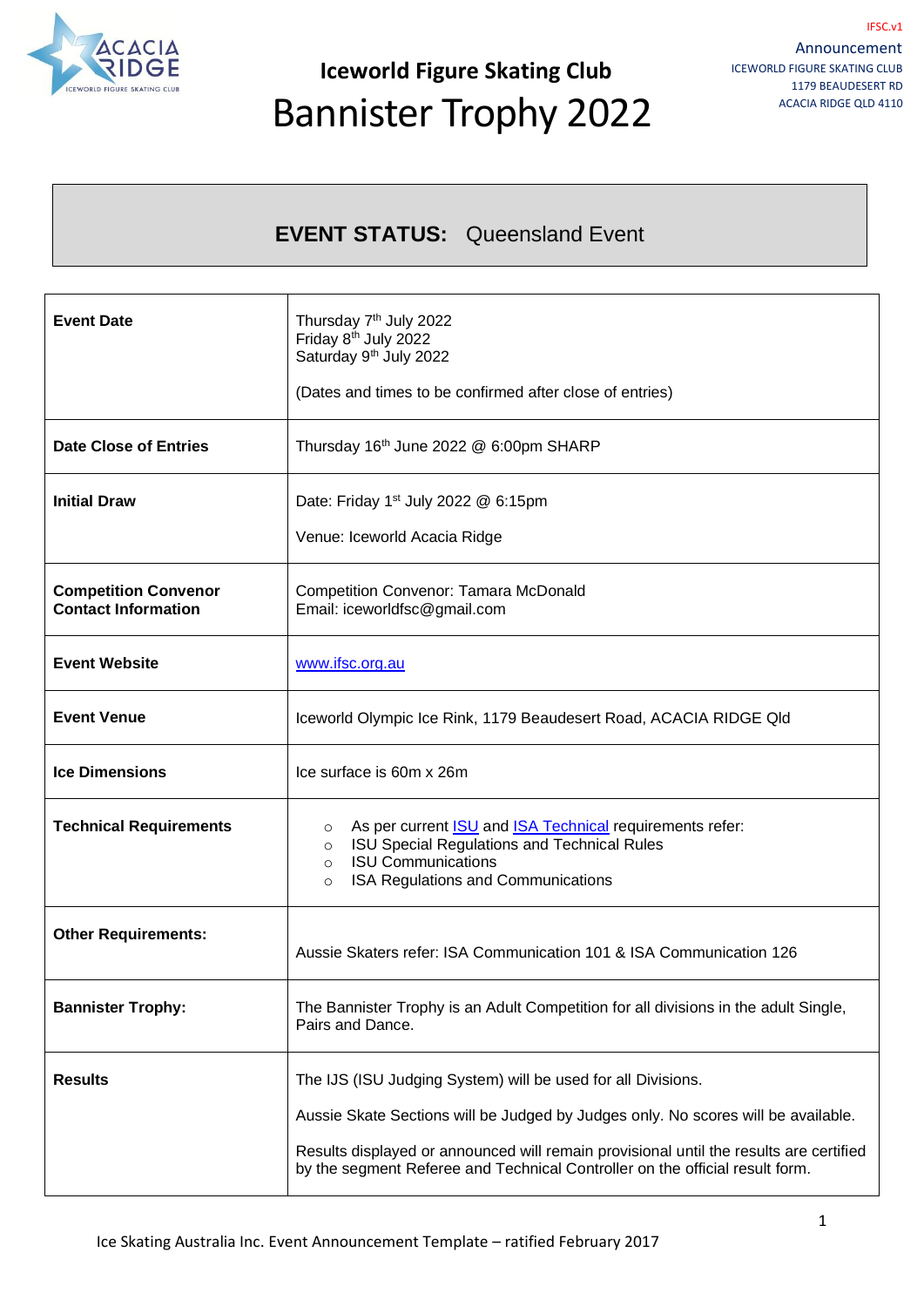IFSC.v1

Announcement
ICEWORLD FIGURE SKATING CLUB
1179 BEAUDESERT RD
ACACIA RIDGE QLD 4110

# Iceworld Figure Skating Club
# Bannister Trophy 2022

## EVENT STATUS: Queensland Event

| | |
|---|---|
| **Event Date** | Thursday 7th July 2022<br>Friday 8th July 2022<br>Saturday 9th July 2022<br><br>(Dates and times to be confirmed after close of entries) |
| **Date Close of Entries** | Thursday 16th June 2022 @ 6:00pm SHARP |
| **Initial Draw** | Date: Friday 1st July 2022 @ 6:15pm<br><br>Venue: Iceworld Acacia Ridge |
| **Competition Convenor Contact Information** | Competition Convenor: Tamara McDonald<br>Email: iceworldfsc@gmail.com |
| **Event Website** | www.ifsc.org.au |
| **Event Venue** | Iceworld Olympic Ice Rink, 1179 Beaudesert Road, ACACIA RIDGE Qld |
| **Ice Dimensions** | Ice surface is 60m x 26m |
| **Technical Requirements** | ○ As per current ISU and ISA Technical requirements refer:<br>○ ISU Special Regulations and Technical Rules<br>○ ISU Communications<br>○ ISA Regulations and Communications |
| **Other Requirements:** | Aussie Skaters refer: ISA Communication 101 & ISA Communication 126 |
| **Bannister Trophy:** | The Bannister Trophy is an Adult Competition for all divisions in the adult Single, Pairs and Dance. |
| **Results** | The IJS (ISU Judging System) will be used for all Divisions.<br><br>Aussie Skate Sections will be Judged by Judges only. No scores will be available.<br><br>Results displayed or announced will remain provisional until the results are certified by the segment Referee and Technical Controller on the official result form. |

Ice Skating Australia Inc. Event Announcement Template – ratified February 2017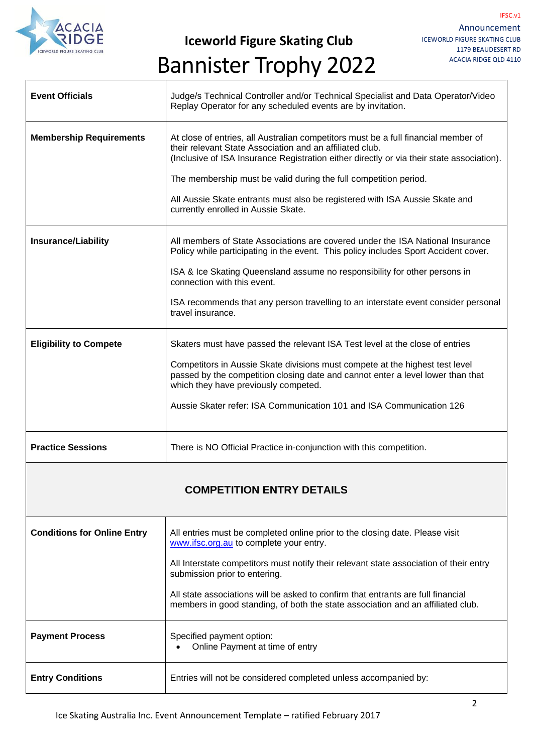# Iceworld Figure Skating Club

# Bannister Trophy 2022

| | |
|---|---|
| **Event Officials** | Judge/s Technical Controller and/or Technical Specialist and Data Operator/Video Replay Operator for any scheduled events are by invitation. |
| **Membership Requirements** | At close of entries, all Australian competitors must be a full financial member of their relevant State Association and an affiliated club. (Inclusive of ISA Insurance Registration either directly or via their state association).<br><br>The membership must be valid during the full competition period.<br><br>All Aussie Skate entrants must also be registered with ISA Aussie Skate and currently enrolled in Aussie Skate. |
| **Insurance/Liability** | All members of State Associations are covered under the ISA National Insurance Policy while participating in the event. This policy includes Sport Accident cover.<br><br>ISA & Ice Skating Queensland assume no responsibility for other persons in connection with this event.<br><br>ISA recommends that any person travelling to an interstate event consider personal travel insurance. |
| **Eligibility to Compete** | Skaters must have passed the relevant ISA Test level at the close of entries<br><br>Competitors in Aussie Skate divisions must compete at the highest test level passed by the competition closing date and cannot enter a level lower than that which they have previously competed.<br><br>Aussie Skater refer: ISA Communication 101 and ISA Communication 126 |
| **Practice Sessions** | There is NO Official Practice in-conjunction with this competition. |
| **COMPETITION ENTRY DETAILS** | |
| **Conditions for Online Entry** | All entries must be completed online prior to the closing date. Please visit www.ifsc.org.au to complete your entry.<br><br>All Interstate competitors must notify their relevant state association of their entry submission prior to entering.<br><br>All state associations will be asked to confirm that entrants are full financial members in good standing, of both the state association and an affiliated club. |
| **Payment Process** | Specified payment option:<br>• Online Payment at time of entry |
| **Entry Conditions** | Entries will not be considered completed unless accompanied by: |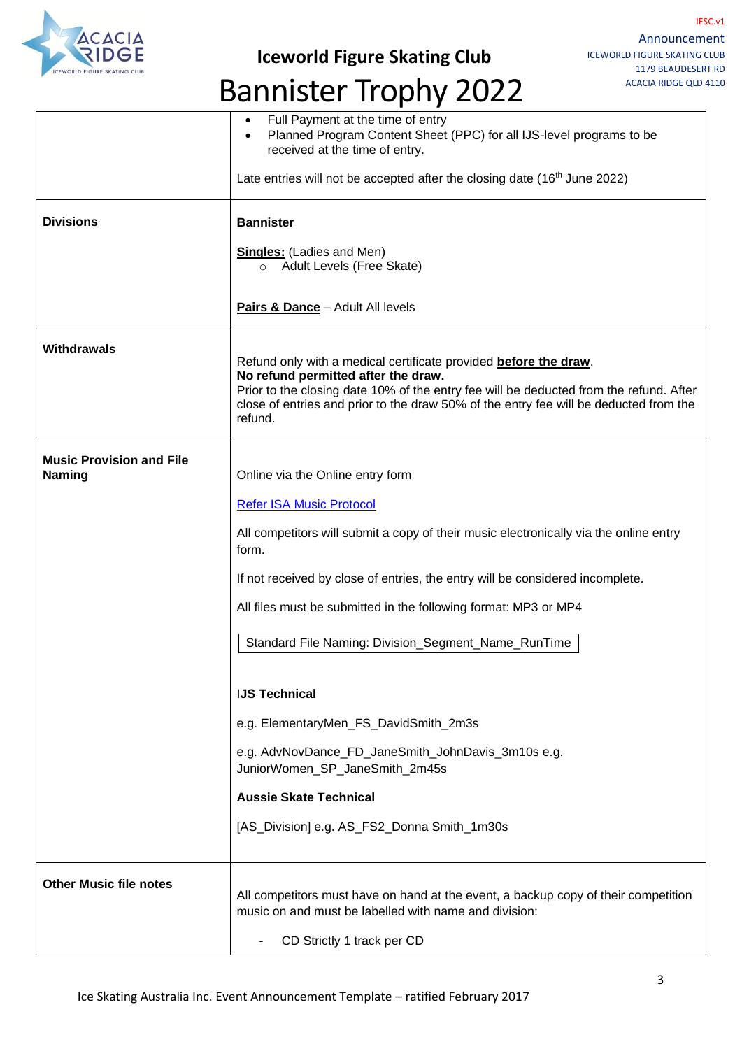| | |
|---|---|
| | • Full Payment at the time of entry<br>• Planned Program Content Sheet (PPC) for all IJS-level programs to be received at the time of entry.<br><br>Late entries will not be accepted after the closing date (16th June 2022) |
| **Divisions** | **Bannister**<br><br>**Singles:** (Ladies and Men)<br>○ Adult Levels (Free Skate)<br><br>**Pairs & Dance** – Adult All levels |
| **Withdrawals** | Refund only with a medical certificate provided **before the draw**.<br>**No refund permitted after the draw.**<br>Prior to the closing date 10% of the entry fee will be deducted from the refund. After close of entries and prior to the draw 50% of the entry fee will be deducted from the refund. |
| **Music Provision and File Naming** | Online via the Online entry form<br><br>Refer ISA Music Protocol<br><br>All competitors will submit a copy of their music electronically via the online entry form.<br><br>If not received by close of entries, the entry will be considered incomplete.<br><br>All files must be submitted in the following format: MP3 or MP4<br><br>Standard File Naming: Division_Segment_Name_RunTime<br><br>**IJS Technical**<br><br>e.g. ElementaryMen_FS_DavidSmith_2m3s<br><br>e.g. AdvNovDance_FD_JaneSmith_JohnDavis_3m10s e.g. JuniorWomen_SP_JaneSmith_2m45s<br><br>**Aussie Skate Technical**<br><br>[AS_Division] e.g. AS_FS2_Donna Smith_1m30s |
| **Other Music file notes** | All competitors must have on hand at the event, a backup copy of their competition music on and must be labelled with name and division:<br><br>- CD Strictly 1 track per CD |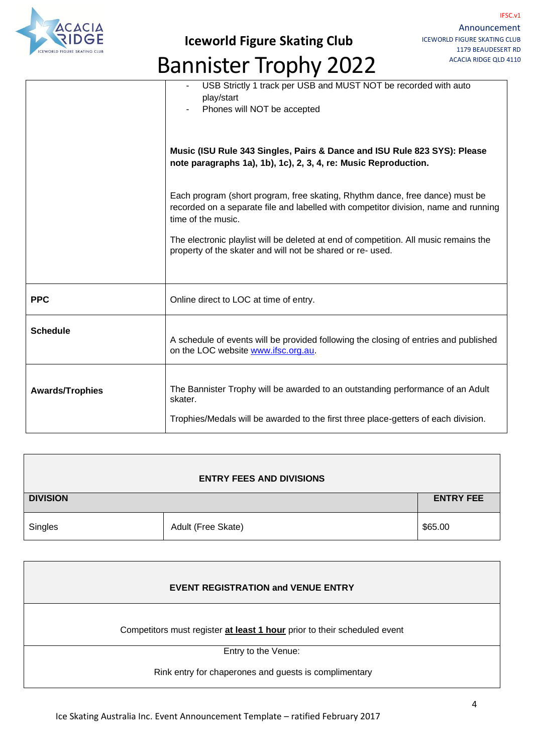| | |
|---|---|
| | - USB Strictly 1 track per USB and MUST NOT be recorded with auto play/start<br>- Phones will NOT be accepted<br><br>**Music (ISU Rule 343 Singles, Pairs & Dance and ISU Rule 823 SYS): Please note paragraphs 1a), 1b), 1c), 2, 3, 4, re: Music Reproduction.**<br><br>Each program (short program, free skating, Rhythm dance, free dance) must be recorded on a separate file and labelled with competitor division, name and running time of the music.<br><br>The electronic playlist will be deleted at end of competition. All music remains the property of the skater and will not be shared or re- used. |
| **PPC** | Online direct to LOC at time of entry. |
| **Schedule** | A schedule of events will be provided following the closing of entries and published on the LOC website [www.ifsc.org.au](http://www.ifsc.org.au). |
| **Awards/Trophies** | The Bannister Trophy will be awarded to an outstanding performance of an Adult skater.<br><br>Trophies/Medals will be awarded to the first three place-getters of each division. |

**ENTRY FEES AND DIVISIONS**

| DIVISION | | ENTRY FEE |
|---|---|---|
| Singles | Adult (Free Skate) | $65.00 |

**EVENT REGISTRATION and VENUE ENTRY**

Competitors must register **<u>at least 1 hour</u>** prior to their scheduled event

Entry to the Venue:

Rink entry for chaperones and guests is complimentary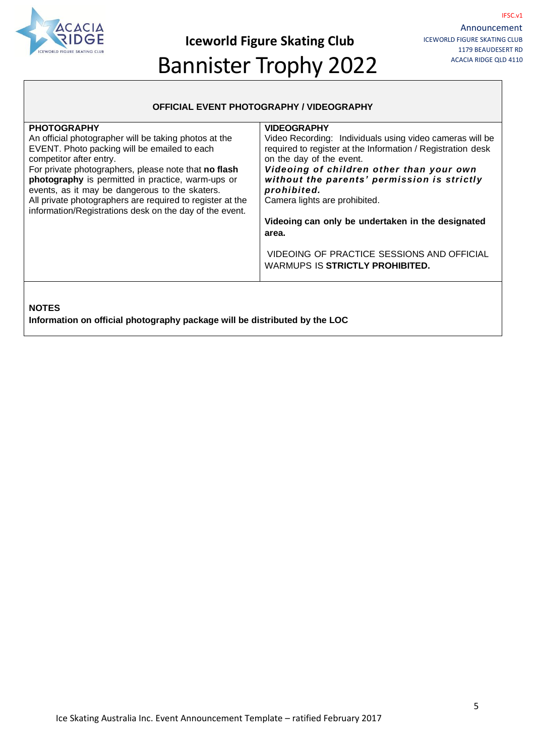# Iceworld Figure Skating Club

# Bannister Trophy 2022

## OFFICIAL EVENT PHOTOGRAPHY / VIDEOGRAPHY

| PHOTOGRAPHY | VIDEOGRAPHY |
|---|---|
| An official photographer will be taking photos at the EVENT. Photo packing will be emailed to each competitor after entry.<br>For private photographers, please note that **no flash photography** is permitted in practice, warm-ups or events, as it may be dangerous to the skaters.<br>All private photographers are required to register at the information/Registrations desk on the day of the event. | Video Recording: Individuals using video cameras will be required to register at the Information / Registration desk on the day of the event.<br>***Videoing of children other than your own without the parents' permission is strictly prohibited.***<br>Camera lights are prohibited.<br><br>**Videoing can only be undertaken in the designated area.**<br><br>VIDEOING OF PRACTICE SESSIONS AND OFFICIAL WARMUPS IS **STRICTLY PROHIBITED.** |

**NOTES**

**Information on official photography package will be distributed by the LOC**